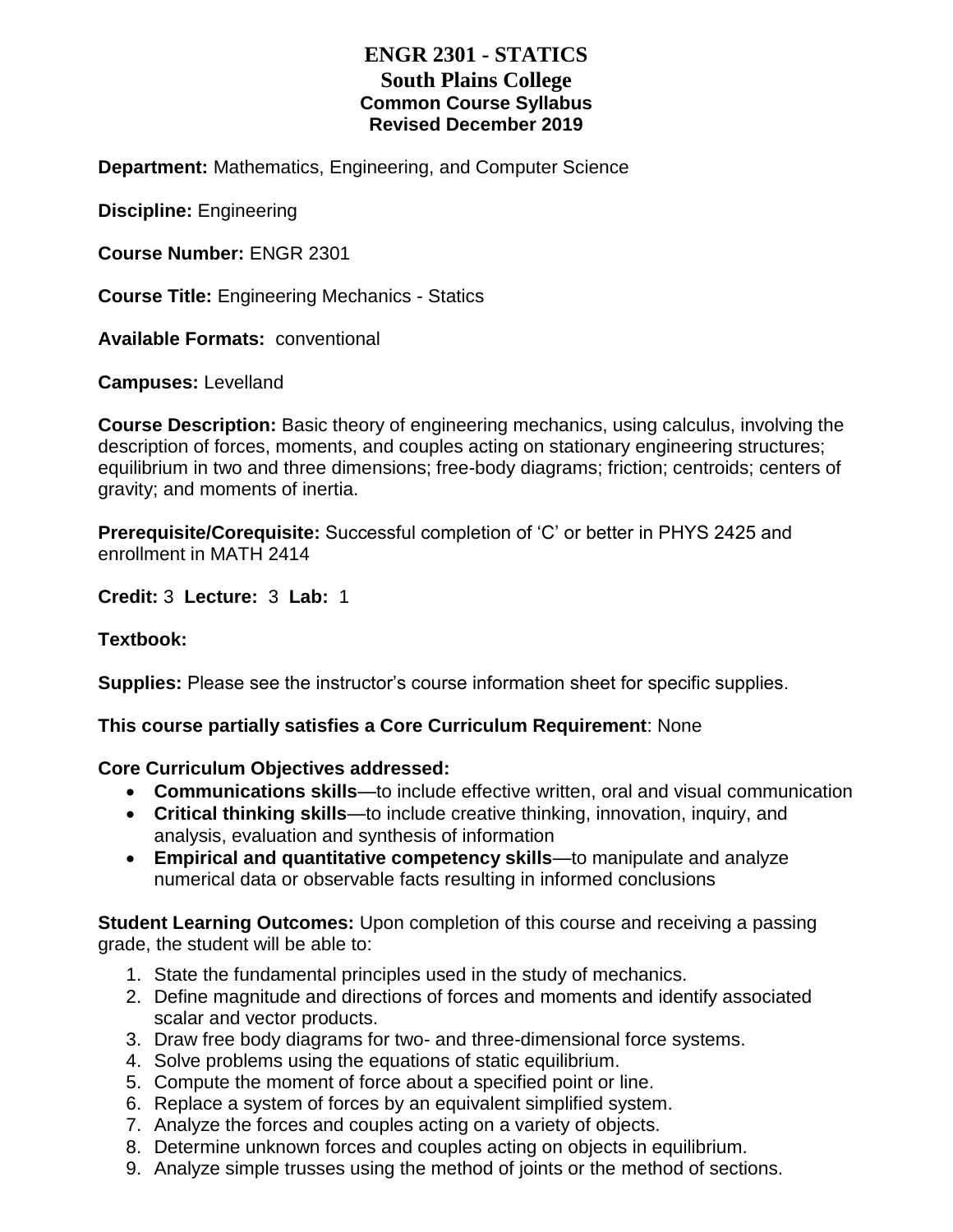# ENGR 2301 - STATICS
## South Plains College
### Common Course Syllabus
### Revised December 2019

**Department:** Mathematics, Engineering, and Computer Science

**Discipline:** Engineering

**Course Number:** ENGR 2301

**Course Title:** Engineering Mechanics - Statics

**Available Formats:** conventional

**Campuses:** Levelland

**Course Description:** Basic theory of engineering mechanics, using calculus, involving the description of forces, moments, and couples acting on stationary engineering structures; equilibrium in two and three dimensions; free-body diagrams; friction; centroids; centers of gravity; and moments of inertia.

**Prerequisite/Corequisite:** Successful completion of 'C' or better in PHYS 2425 and enrollment in MATH 2414

**Credit:** 3 **Lecture:** 3 **Lab:** 1

**Textbook:**

**Supplies:** Please see the instructor's course information sheet for specific supplies.

**This course partially satisfies a Core Curriculum Requirement**: None

**Core Curriculum Objectives addressed:**

- **Communications skills**—to include effective written, oral and visual communication
- **Critical thinking skills**—to include creative thinking, innovation, inquiry, and analysis, evaluation and synthesis of information
- **Empirical and quantitative competency skills**—to manipulate and analyze numerical data or observable facts resulting in informed conclusions

**Student Learning Outcomes:** Upon completion of this course and receiving a passing grade, the student will be able to:

1. State the fundamental principles used in the study of mechanics.
2. Define magnitude and directions of forces and moments and identify associated scalar and vector products.
3. Draw free body diagrams for two- and three-dimensional force systems.
4. Solve problems using the equations of static equilibrium.
5. Compute the moment of force about a specified point or line.
6. Replace a system of forces by an equivalent simplified system.
7. Analyze the forces and couples acting on a variety of objects.
8. Determine unknown forces and couples acting on objects in equilibrium.
9. Analyze simple trusses using the method of joints or the method of sections.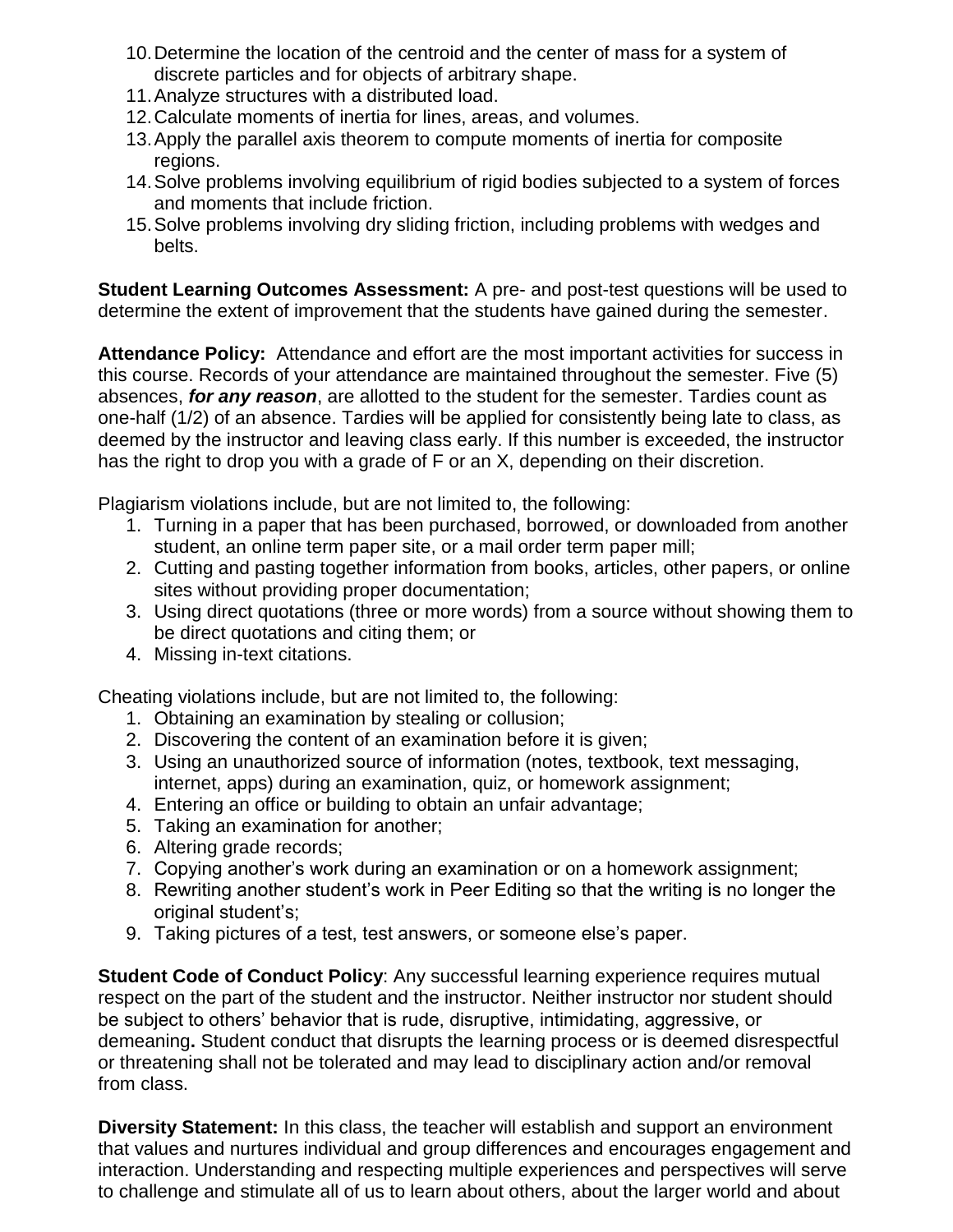10. Determine the location of the centroid and the center of mass for a system of discrete particles and for objects of arbitrary shape.
11. Analyze structures with a distributed load.
12. Calculate moments of inertia for lines, areas, and volumes.
13. Apply the parallel axis theorem to compute moments of inertia for composite regions.
14. Solve problems involving equilibrium of rigid bodies subjected to a system of forces and moments that include friction.
15. Solve problems involving dry sliding friction, including problems with wedges and belts.

**Student Learning Outcomes Assessment:** A pre- and post-test questions will be used to determine the extent of improvement that the students have gained during the semester.

**Attendance Policy:** Attendance and effort are the most important activities for success in this course. Records of your attendance are maintained throughout the semester. Five (5) absences, ***for any reason***, are allotted to the student for the semester. Tardies count as one-half (1/2) of an absence. Tardies will be applied for consistently being late to class, as deemed by the instructor and leaving class early. If this number is exceeded, the instructor has the right to drop you with a grade of F or an X, depending on their discretion.

Plagiarism violations include, but are not limited to, the following:

1. Turning in a paper that has been purchased, borrowed, or downloaded from another student, an online term paper site, or a mail order term paper mill;
2. Cutting and pasting together information from books, articles, other papers, or online sites without providing proper documentation;
3. Using direct quotations (three or more words) from a source without showing them to be direct quotations and citing them; or
4. Missing in-text citations.

Cheating violations include, but are not limited to, the following:

1. Obtaining an examination by stealing or collusion;
2. Discovering the content of an examination before it is given;
3. Using an unauthorized source of information (notes, textbook, text messaging, internet, apps) during an examination, quiz, or homework assignment;
4. Entering an office or building to obtain an unfair advantage;
5. Taking an examination for another;
6. Altering grade records;
7. Copying another's work during an examination or on a homework assignment;
8. Rewriting another student's work in Peer Editing so that the writing is no longer the original student's;
9. Taking pictures of a test, test answers, or someone else's paper.

**Student Code of Conduct Policy**: Any successful learning experience requires mutual respect on the part of the student and the instructor. Neither instructor nor student should be subject to others' behavior that is rude, disruptive, intimidating, aggressive, or demeaning**.** Student conduct that disrupts the learning process or is deemed disrespectful or threatening shall not be tolerated and may lead to disciplinary action and/or removal from class.

**Diversity Statement:** In this class, the teacher will establish and support an environment that values and nurtures individual and group differences and encourages engagement and interaction. Understanding and respecting multiple experiences and perspectives will serve to challenge and stimulate all of us to learn about others, about the larger world and about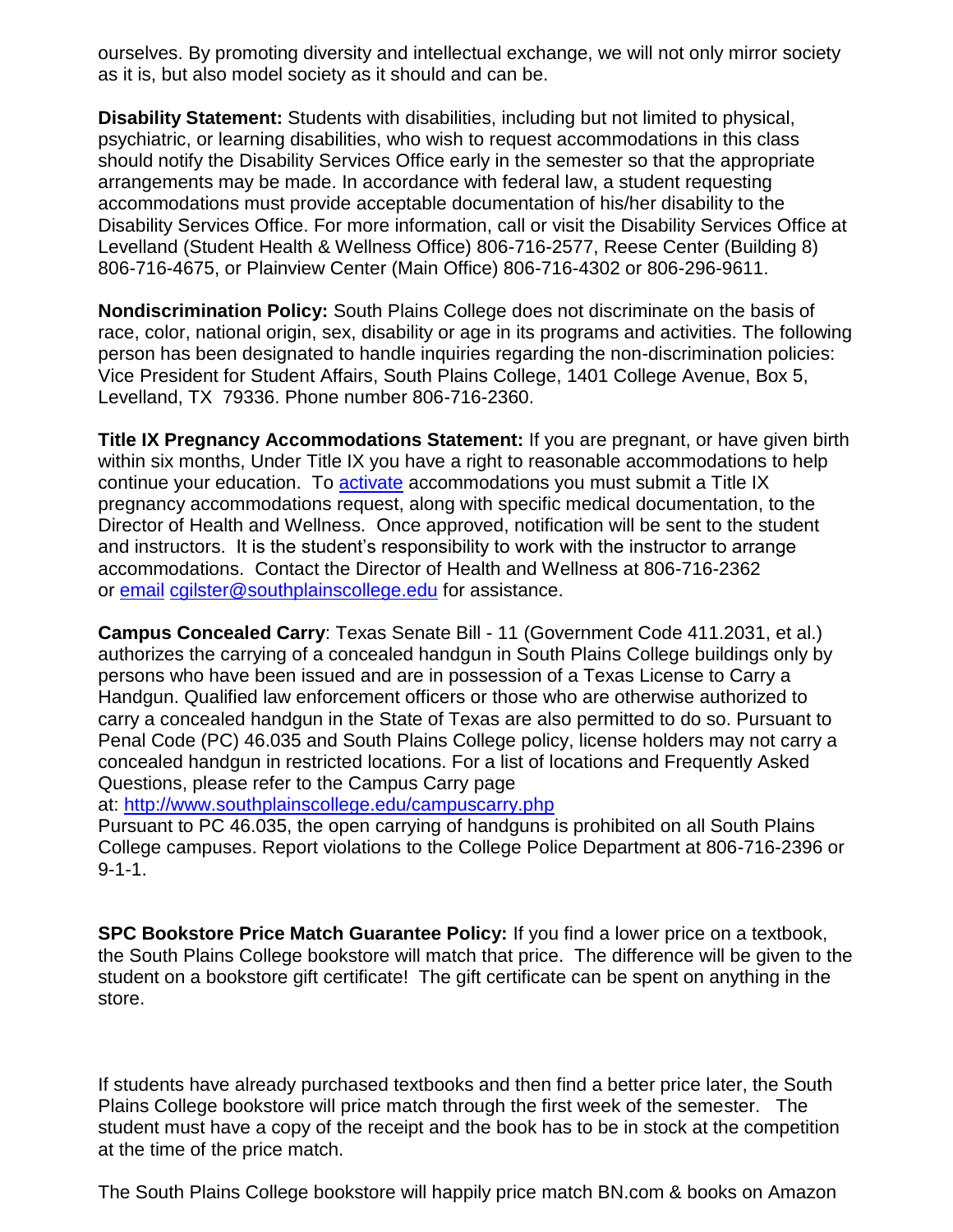ourselves. By promoting diversity and intellectual exchange, we will not only mirror society as it is, but also model society as it should and can be.

**Disability Statement:** Students with disabilities, including but not limited to physical, psychiatric, or learning disabilities, who wish to request accommodations in this class should notify the Disability Services Office early in the semester so that the appropriate arrangements may be made. In accordance with federal law, a student requesting accommodations must provide acceptable documentation of his/her disability to the Disability Services Office. For more information, call or visit the Disability Services Office at Levelland (Student Health & Wellness Office) 806-716-2577, Reese Center (Building 8) 806-716-4675, or Plainview Center (Main Office) 806-716-4302 or 806-296-9611.

**Nondiscrimination Policy:** South Plains College does not discriminate on the basis of race, color, national origin, sex, disability or age in its programs and activities. The following person has been designated to handle inquiries regarding the non-discrimination policies: Vice President for Student Affairs, South Plains College, 1401 College Avenue, Box 5, Levelland, TX 79336. Phone number 806-716-2360.

**Title IX Pregnancy Accommodations Statement:** If you are pregnant, or have given birth within six months, Under Title IX you have a right to reasonable accommodations to help continue your education. To activate accommodations you must submit a Title IX pregnancy accommodations request, along with specific medical documentation, to the Director of Health and Wellness. Once approved, notification will be sent to the student and instructors. It is the student's responsibility to work with the instructor to arrange accommodations. Contact the Director of Health and Wellness at 806-716-2362 or email cgilster@southplainscollege.edu for assistance.

**Campus Concealed Carry**: Texas Senate Bill - 11 (Government Code 411.2031, et al.) authorizes the carrying of a concealed handgun in South Plains College buildings only by persons who have been issued and are in possession of a Texas License to Carry a Handgun. Qualified law enforcement officers or those who are otherwise authorized to carry a concealed handgun in the State of Texas are also permitted to do so. Pursuant to Penal Code (PC) 46.035 and South Plains College policy, license holders may not carry a concealed handgun in restricted locations. For a list of locations and Frequently Asked Questions, please refer to the Campus Carry page at: http://www.southplainscollege.edu/campuscarry.php
Pursuant to PC 46.035, the open carrying of handguns is prohibited on all South Plains College campuses. Report violations to the College Police Department at 806-716-2396 or 9-1-1.

**SPC Bookstore Price Match Guarantee Policy:** If you find a lower price on a textbook, the South Plains College bookstore will match that price. The difference will be given to the student on a bookstore gift certificate! The gift certificate can be spent on anything in the store.

If students have already purchased textbooks and then find a better price later, the South Plains College bookstore will price match through the first week of the semester. The student must have a copy of the receipt and the book has to be in stock at the competition at the time of the price match.

The South Plains College bookstore will happily price match BN.com & books on Amazon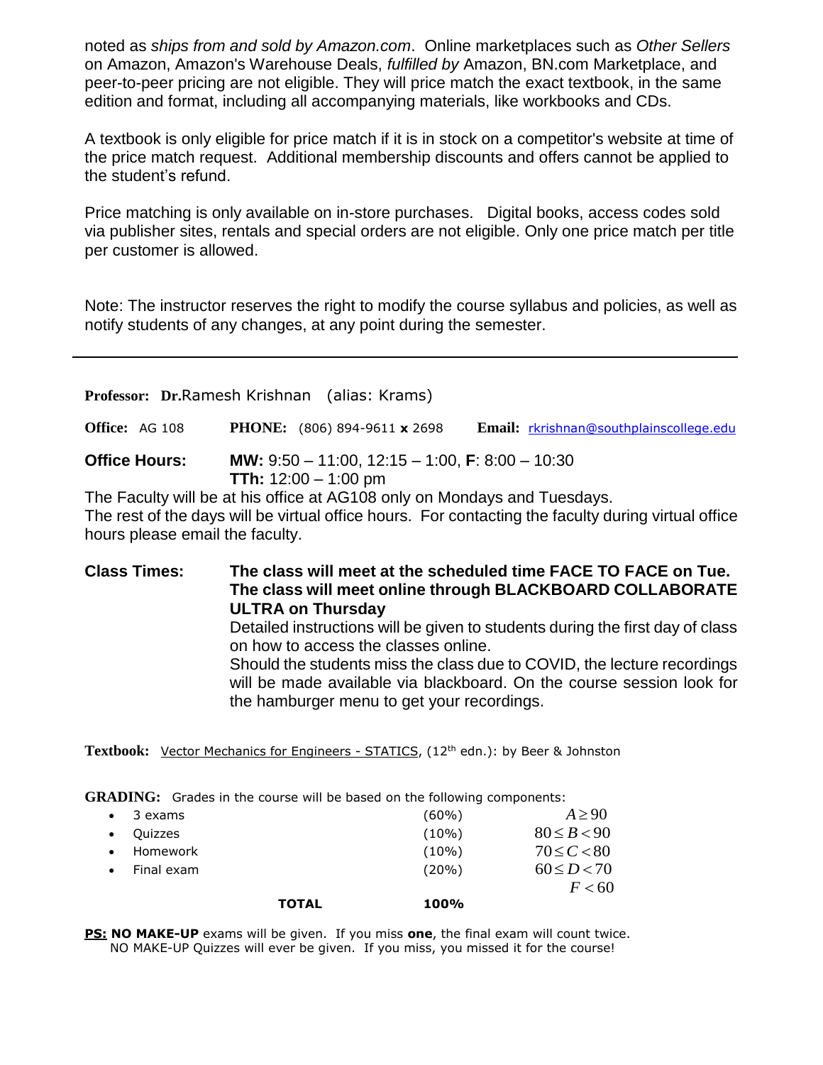noted as *ships from and sold by Amazon.com*. Online marketplaces such as *Other Sellers* on Amazon, Amazon's Warehouse Deals, *fulfilled by* Amazon, BN.com Marketplace, and peer-to-peer pricing are not eligible. They will price match the exact textbook, in the same edition and format, including all accompanying materials, like workbooks and CDs.

A textbook is only eligible for price match if it is in stock on a competitor's website at time of the price match request. Additional membership discounts and offers cannot be applied to the student's refund.

Price matching is only available on in-store purchases. Digital books, access codes sold via publisher sites, rentals and special orders are not eligible. Only one price match per title per customer is allowed.

Note: The instructor reserves the right to modify the course syllabus and policies, as well as notify students of any changes, at any point during the semester.

---

**Professor: Dr.**Ramesh Krishnan (alias: Krams)

**Office:** AG 108 **PHONE:** (806) 894-9611 **x** 2698 **Email:** rkrishnan@southplainscollege.edu

**Office Hours:** **MW:** 9:50 – 11:00, 12:15 – 1:00, **F**: 8:00 – 10:30
**TTh:** 12:00 – 1:00 pm

The Faculty will be at his office at AG108 only on Mondays and Tuesdays.
The rest of the days will be virtual office hours. For contacting the faculty during virtual office hours please email the faculty.

**Class Times:** **The class will meet at the scheduled time FACE TO FACE on Tue. The class will meet online through BLACKBOARD COLLABORATE ULTRA on Thursday**

Detailed instructions will be given to students during the first day of class on how to access the classes online.
Should the students miss the class due to COVID, the lecture recordings will be made available via blackboard. On the course session look for the hamburger menu to get your recordings.

**Textbook:** Vector Mechanics for Engineers - STATICS, (12th edn.): by Beer & Johnston

**GRADING:** Grades in the course will be based on the following components:

| | | |
|---|---|---|
| • 3 exams | (60%) | $A \geq 90$ |
| • Quizzes | (10%) | $80 \leq B < 90$ |
| • Homework | (10%) | $70 \leq C < 80$ |
| • Final exam | (20%) | $60 \leq D < 70$ |
| | | $F < 60$ |
| **TOTAL** | **100%** | |

**PS: NO MAKE-UP** exams will be given. If you miss **one**, the final exam will count twice.
NO MAKE-UP Quizzes will ever be given. If you miss, you missed it for the course!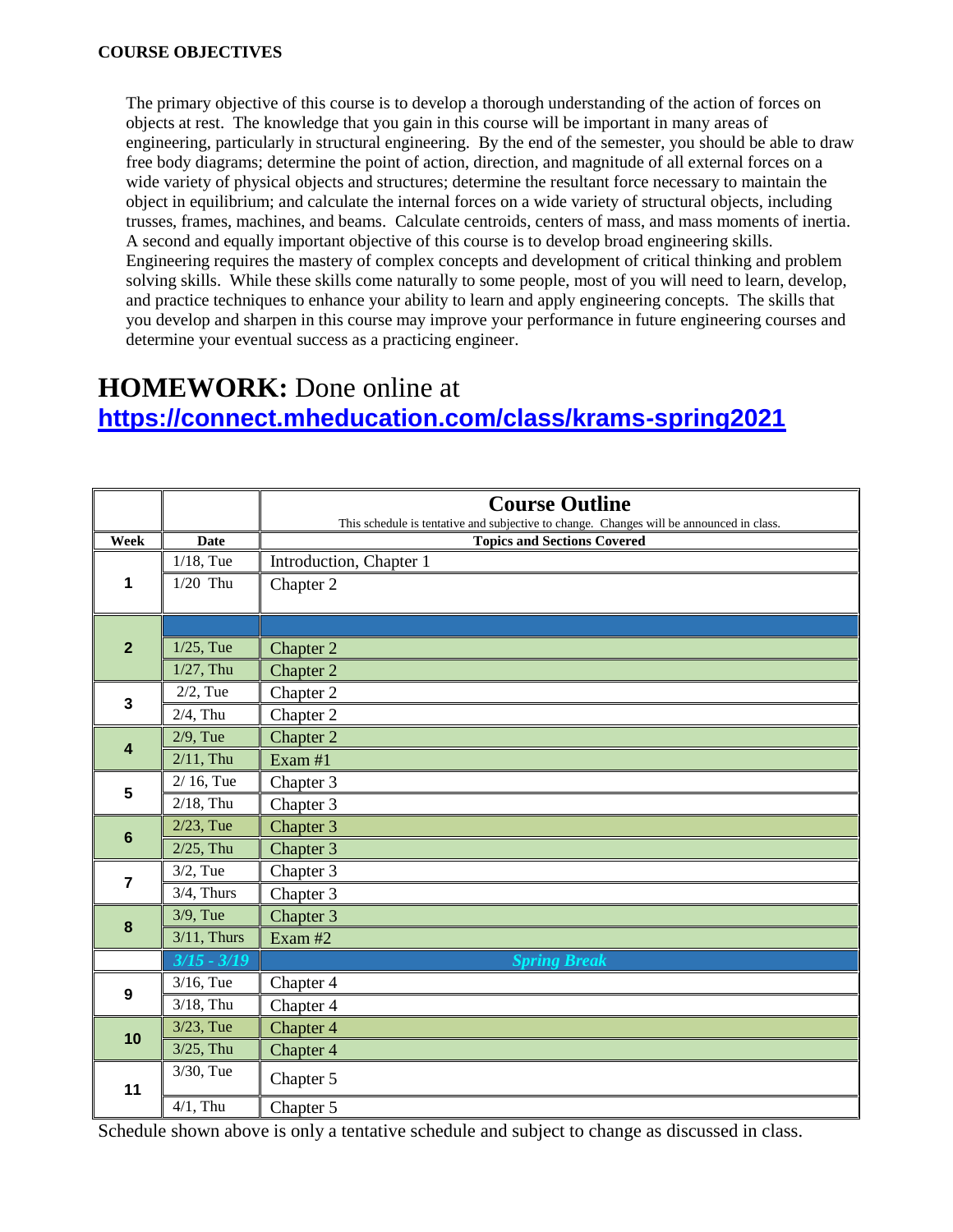**COURSE OBJECTIVES**

The primary objective of this course is to develop a thorough understanding of the action of forces on objects at rest. The knowledge that you gain in this course will be important in many areas of engineering, particularly in structural engineering. By the end of the semester, you should be able to draw free body diagrams; determine the point of action, direction, and magnitude of all external forces on a wide variety of physical objects and structures; determine the resultant force necessary to maintain the object in equilibrium; and calculate the internal forces on a wide variety of structural objects, including trusses, frames, machines, and beams. Calculate centroids, centers of mass, and mass moments of inertia. A second and equally important objective of this course is to develop broad engineering skills. Engineering requires the mastery of complex concepts and development of critical thinking and problem solving skills. While these skills come naturally to some people, most of you will need to learn, develop, and practice techniques to enhance your ability to learn and apply engineering concepts. The skills that you develop and sharpen in this course may improve your performance in future engineering courses and determine your eventual success as a practicing engineer.

# **HOMEWORK:** Done online at https://connect.mheducation.com/class/krams-spring2021

| | | **Course Outline**<br>This schedule is tentative and subjective to change. Changes will be announced in class. |
|---|---|---|
| **Week** | **Date** | **Topics and Sections Covered** |
| 1 | 1/18, Tue | Introduction, Chapter 1 |
| | 1/20 Thu | Chapter 2 |
| 2 | | |
| | 1/25, Tue | Chapter 2 |
| | 1/27, Thu | Chapter 2 |
| 3 | 2/2, Tue | Chapter 2 |
| | 2/4, Thu | Chapter 2 |
| 4 | 2/9, Tue | Chapter 2 |
| | 2/11, Thu | Exam #1 |
| 5 | 2/ 16, Tue | Chapter 3 |
| | 2/18, Thu | Chapter 3 |
| 6 | 2/23, Tue | Chapter 3 |
| | 2/25, Thu | Chapter 3 |
| 7 | 3/2, Tue | Chapter 3 |
| | 3/4, Thurs | Chapter 3 |
| 8 | 3/9, Tue | Chapter 3 |
| | 3/11, Thurs | Exam #2 |
| | *3/15 - 3/19* | *Spring Break* |
| 9 | 3/16, Tue | Chapter 4 |
| | 3/18, Thu | Chapter 4 |
| 10 | 3/23, Tue | Chapter 4 |
| | 3/25, Thu | Chapter 4 |
| 11 | 3/30, Tue | Chapter 5 |
| | 4/1, Thu | Chapter 5 |

Schedule shown above is only a tentative schedule and subject to change as discussed in class.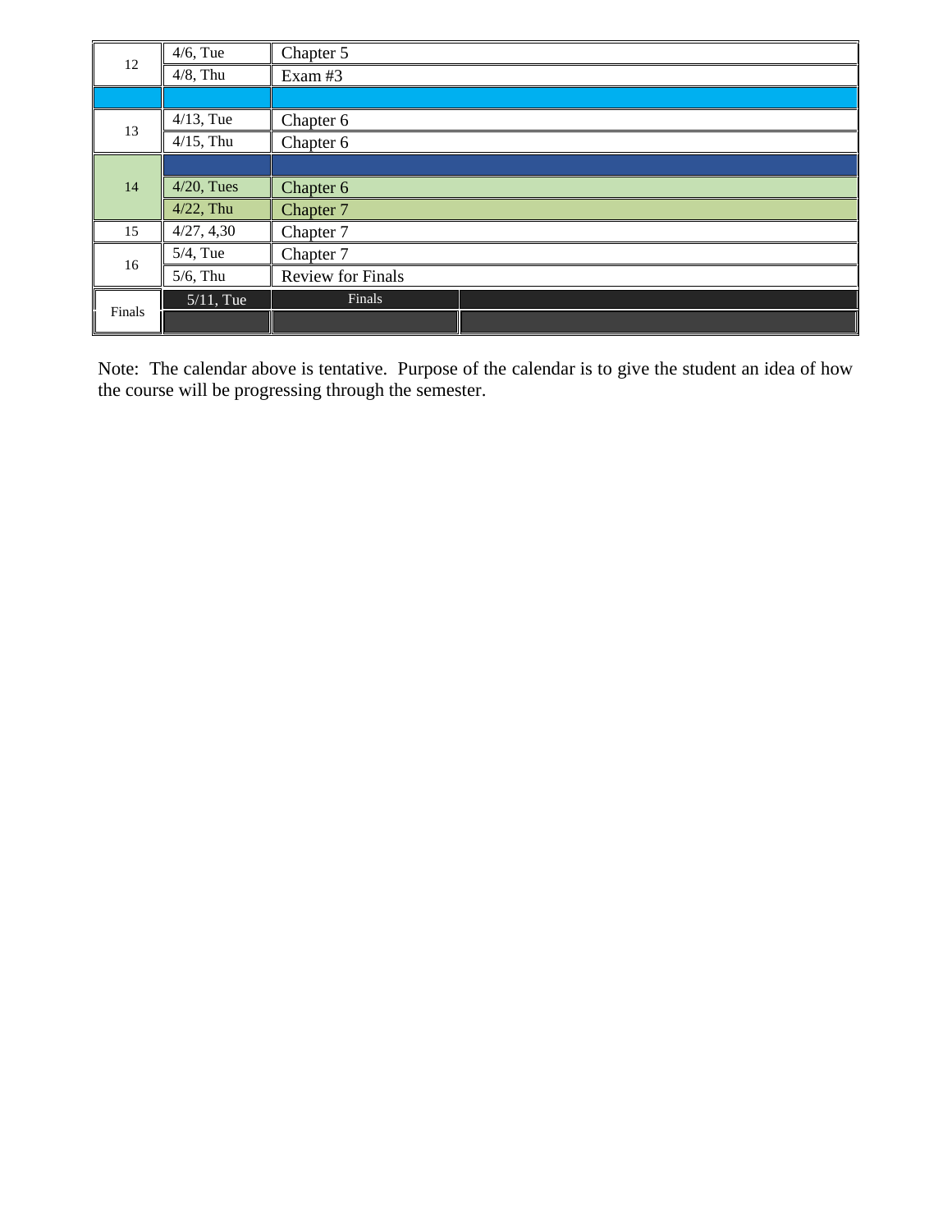| | | |
|---|---|---|
| 12 | 4/6, Tue | Chapter 5 |
| | 4/8, Thu | Exam #3 |
| | | |
| 13 | 4/13, Tue | Chapter 6 |
| | 4/15, Thu | Chapter 6 |
| 14 | | |
| | 4/20, Tues | Chapter 6 |
| | 4/22, Thu | Chapter 7 |
| 15 | 4/27, 4,30 | Chapter 7 |
| 16 | 5/4, Tue | Chapter 7 |
| | 5/6, Thu | Review for Finals |
| Finals | 5/11, Tue | Finals |
| | | |

Note: The calendar above is tentative. Purpose of the calendar is to give the student an idea of how the course will be progressing through the semester.